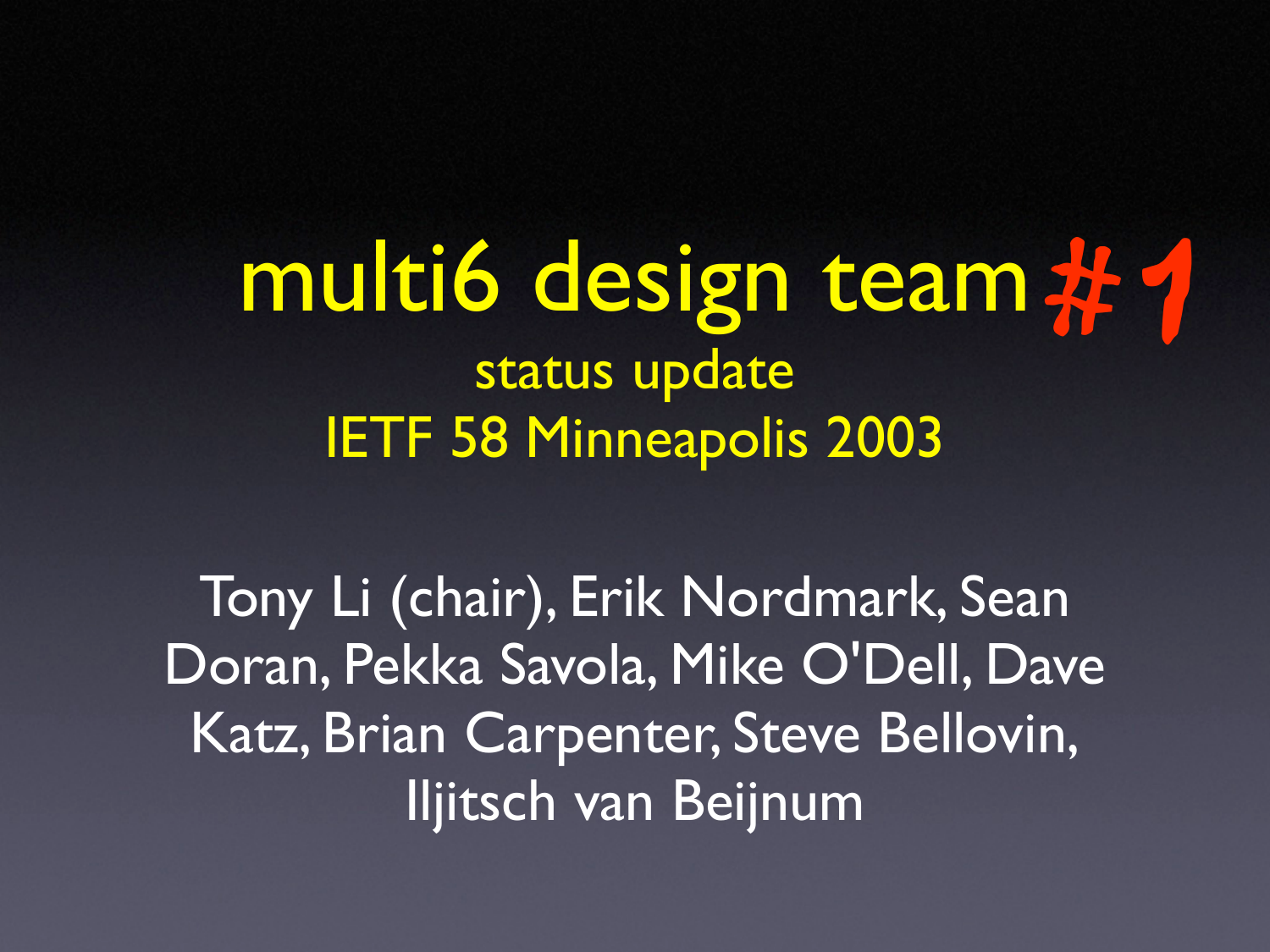# multi6 design team #1

## status update

## IETF 58 Minneapolis 2003

Tony Li (chair), Erik Nordmark, Sean Doran, Pekka Savola, Mike O'Dell, Dave Katz, Brian Carpenter, Steve Bellovin, Iljitsch van Beijnum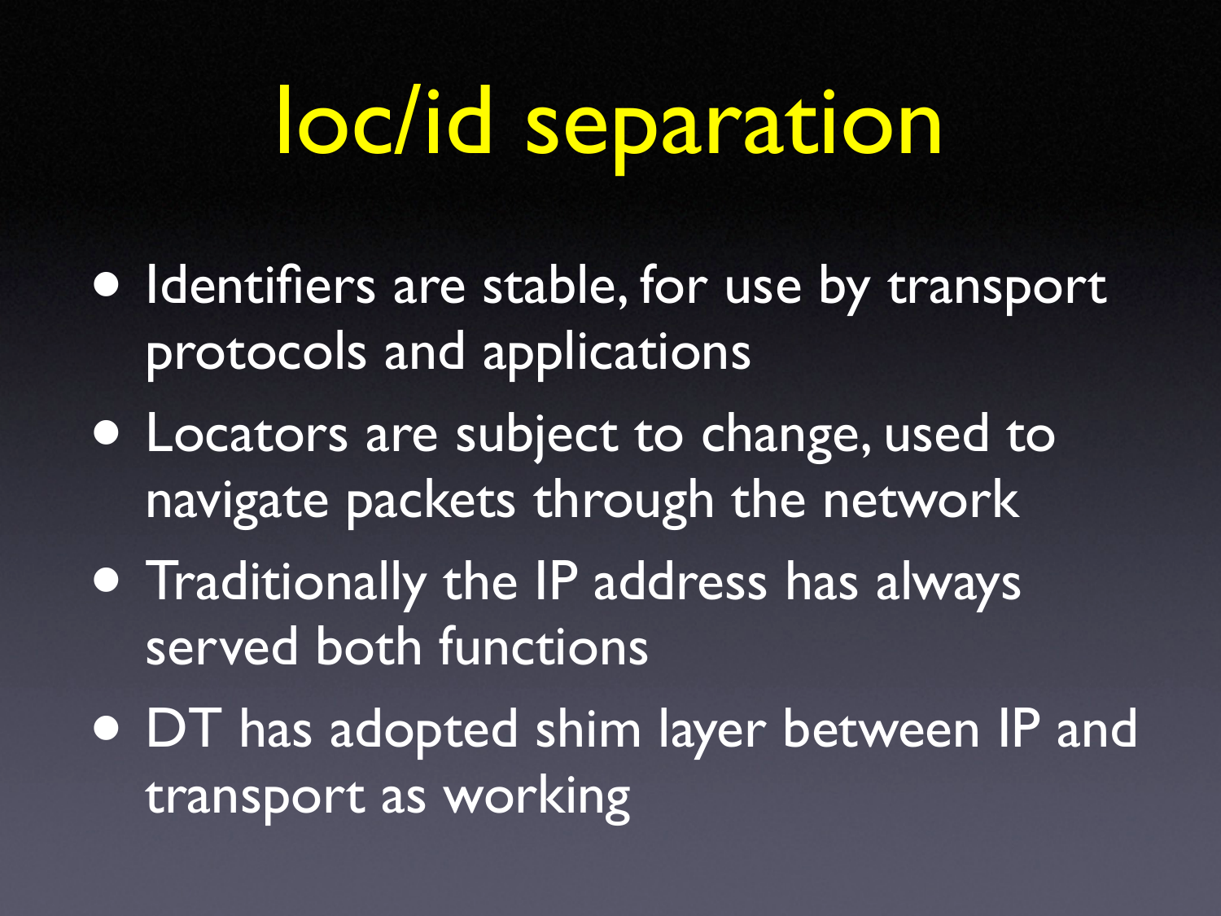# loc/id separation

- Identifiers are stable, for use by transport protocols and applications
- Locators are subject to change, used to navigate packets through the network
- Traditionally the IP address has always served both functions
- DT has adopted shim layer between IP and transport as working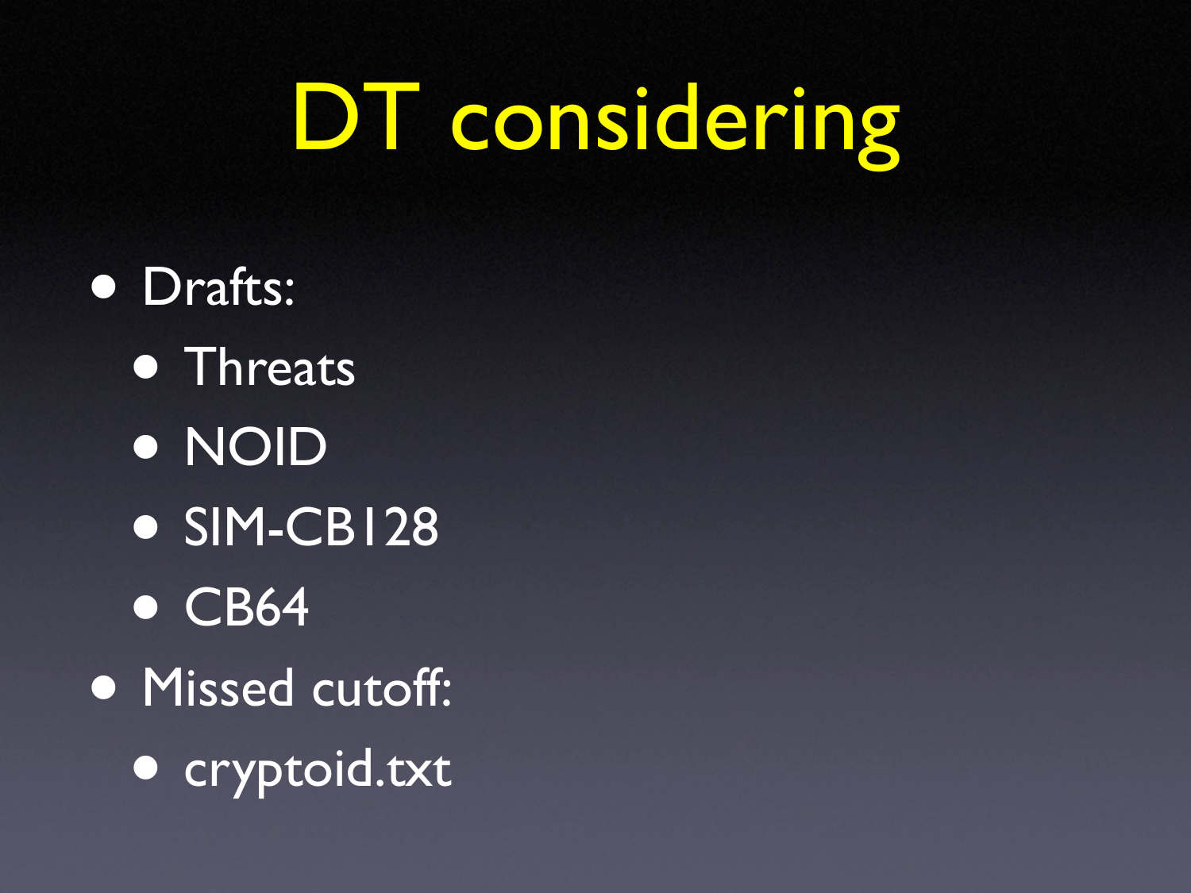# DT considering

- Drafts:
  - Threats
  - NOID
  - SIM-CB128
  - CB64
- Missed cutoff:
  - cryptoid.txt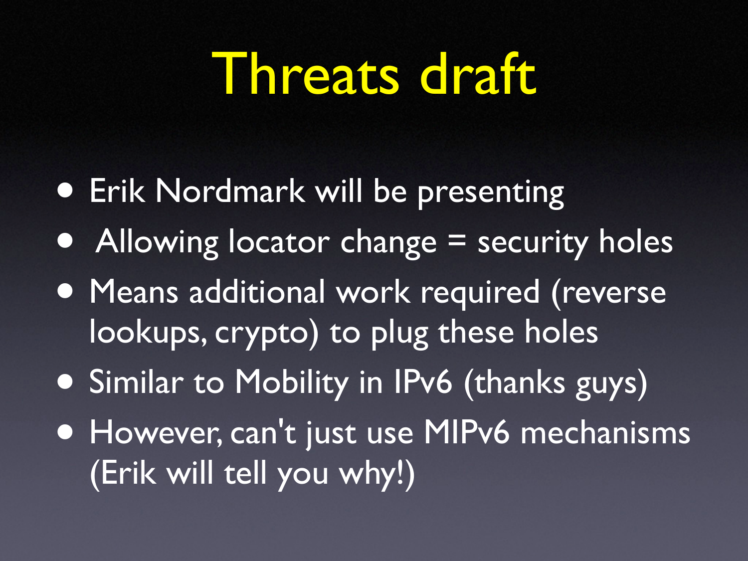# Threats draft

- Erik Nordmark will be presenting
- Allowing locator change = security holes
- Means additional work required (reverse lookups, crypto) to plug these holes
- Similar to Mobility in IPv6 (thanks guys)
- However, can't just use MIPv6 mechanisms (Erik will tell you why!)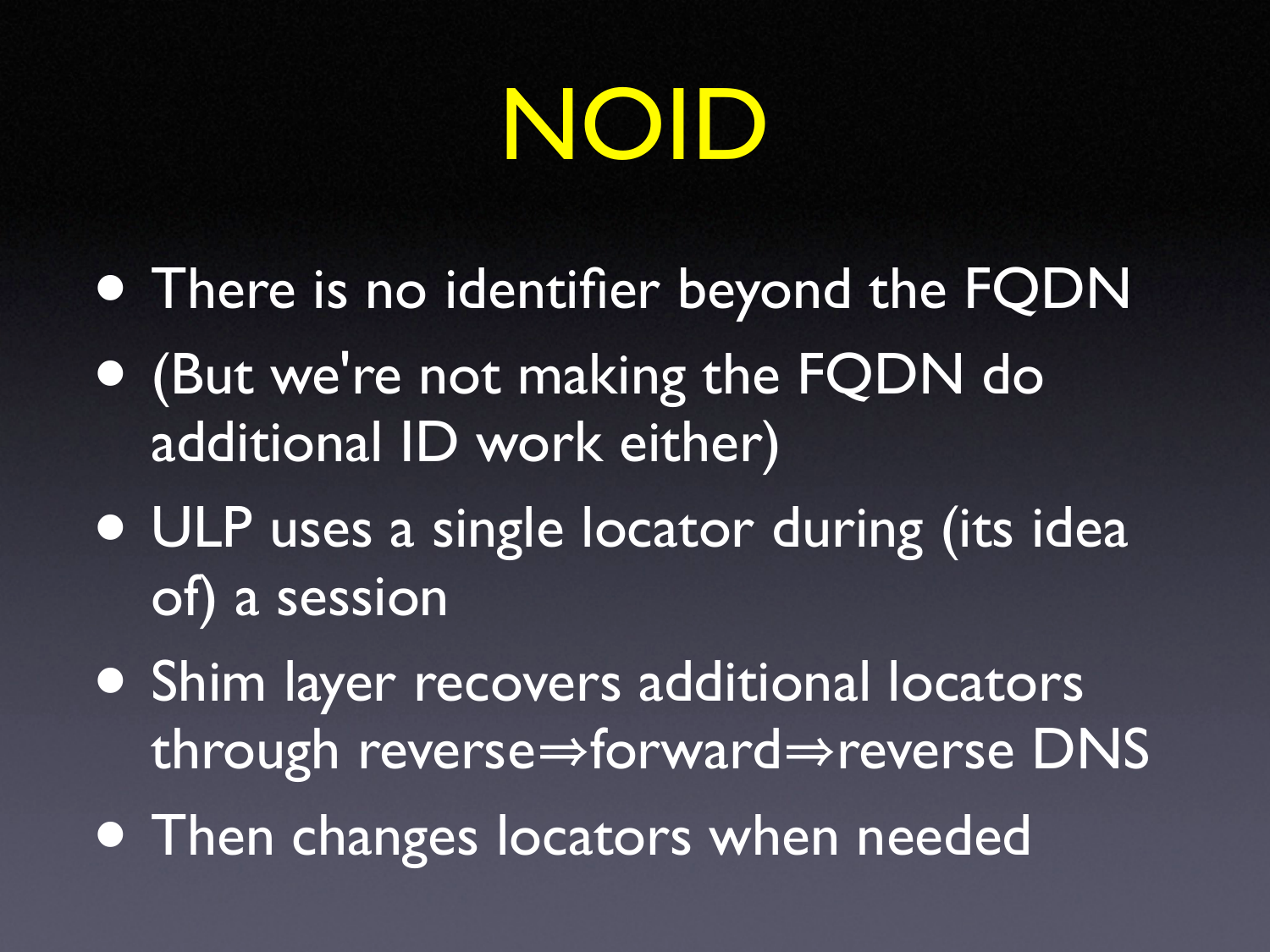# NOID

- There is no identifier beyond the FQDN
- (But we're not making the FQDN do additional ID work either)
- ULP uses a single locator during (its idea of) a session
- Shim layer recovers additional locators through reverse⇒forward⇒reverse DNS
- Then changes locators when needed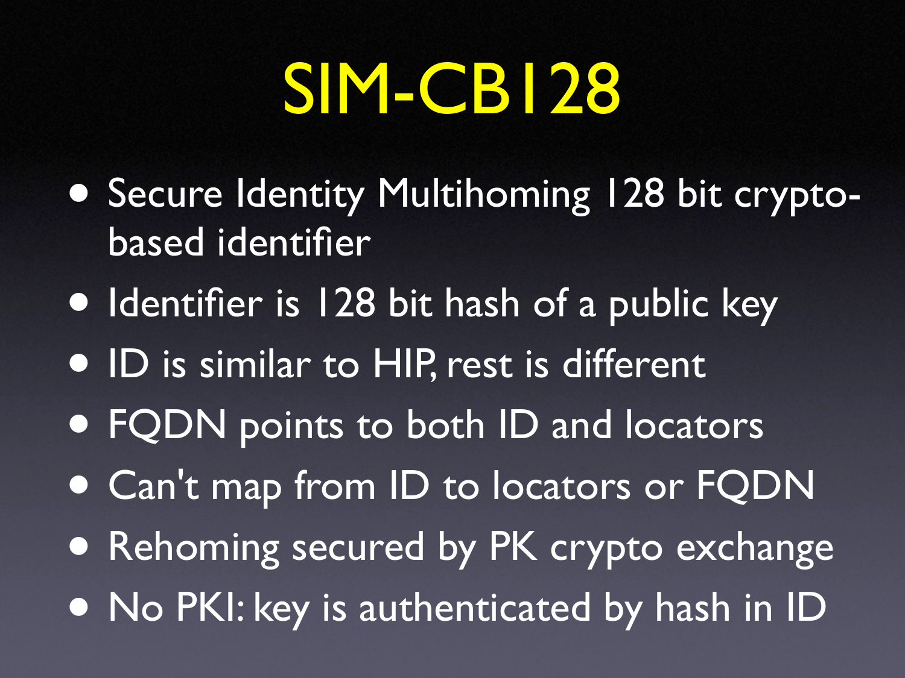# SIM-CB128

- Secure Identity Multihoming 128 bit crypto-based identifier
- Identifier is 128 bit hash of a public key
- ID is similar to HIP, rest is different
- FQDN points to both ID and locators
- Can't map from ID to locators or FQDN
- Rehoming secured by PK crypto exchange
- No PKI: key is authenticated by hash in ID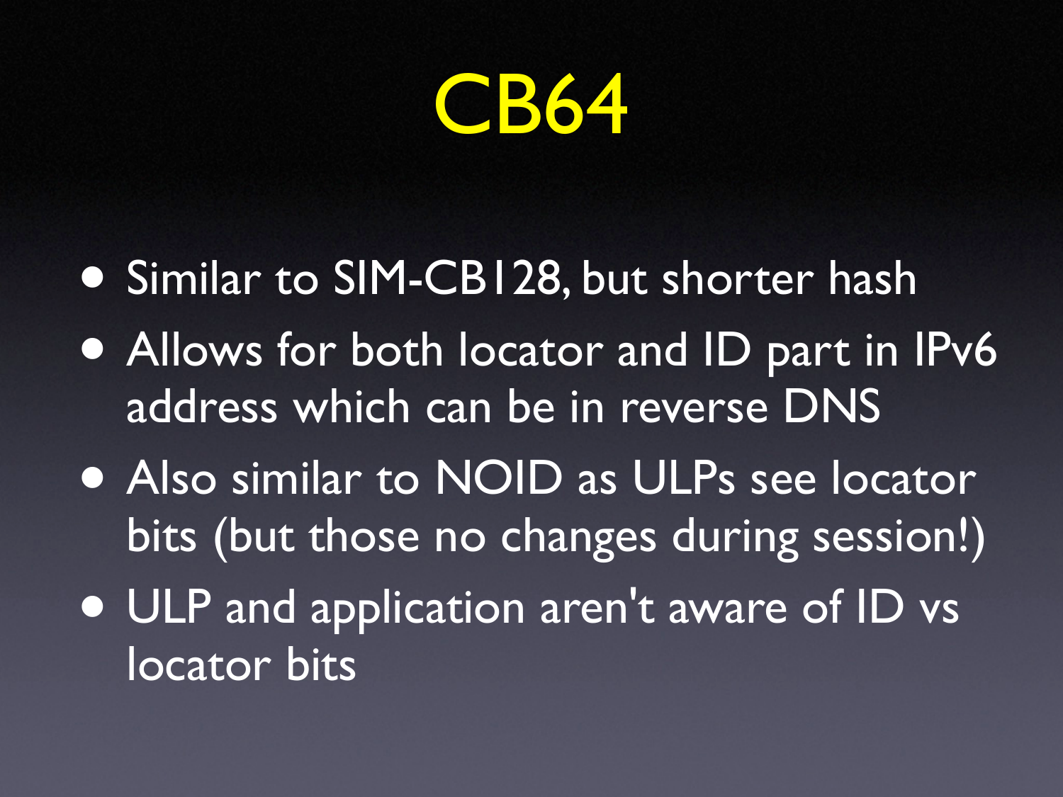# CB64

- Similar to SIM-CB128, but shorter hash
- Allows for both locator and ID part in IPv6 address which can be in reverse DNS
- Also similar to NOID as ULPs see locator bits (but those no changes during session!)
- ULP and application aren't aware of ID vs locator bits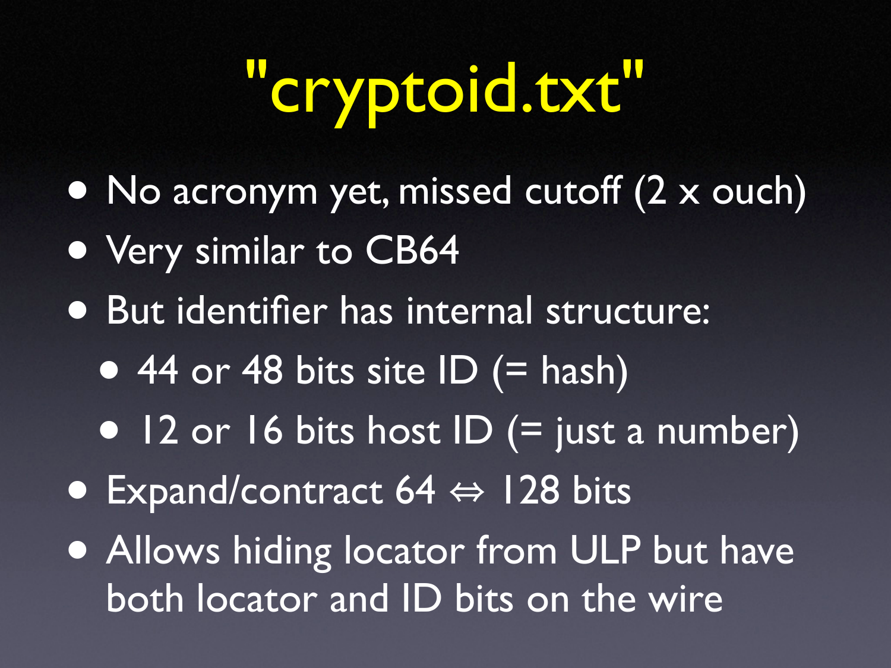# "cryptoid.txt"

- No acronym yet, missed cutoff (2 x ouch)
- Very similar to CB64
- But identifier has internal structure:
  - 44 or 48 bits site ID (= hash)
  - 12 or 16 bits host ID (= just a number)
- Expand/contract 64 ⇔ 128 bits
- Allows hiding locator from ULP but have both locator and ID bits on the wire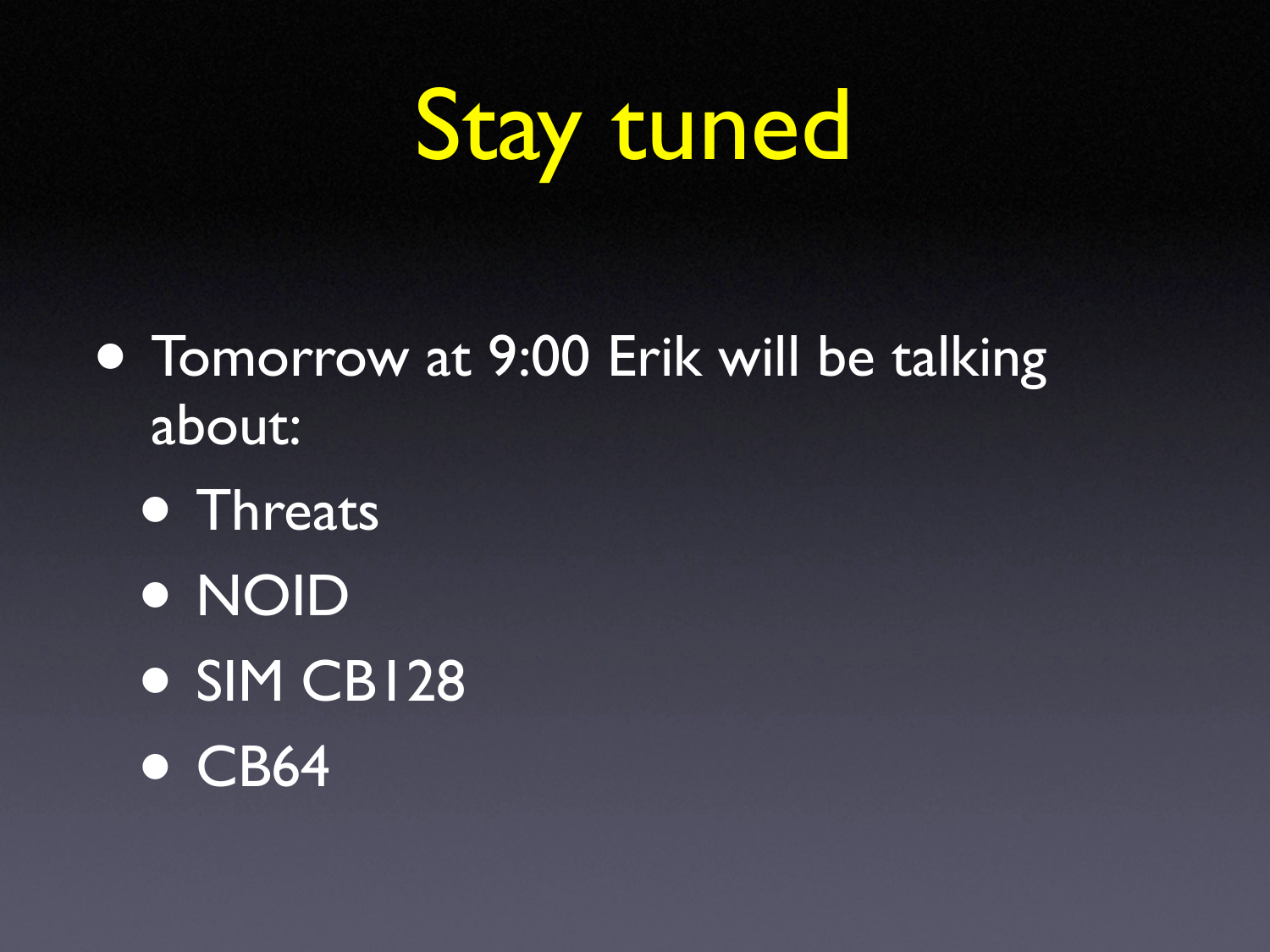# Stay tuned

- Tomorrow at 9:00 Erik will be talking about:
  - Threats
  - NOID
  - SIM CB128
  - CB64